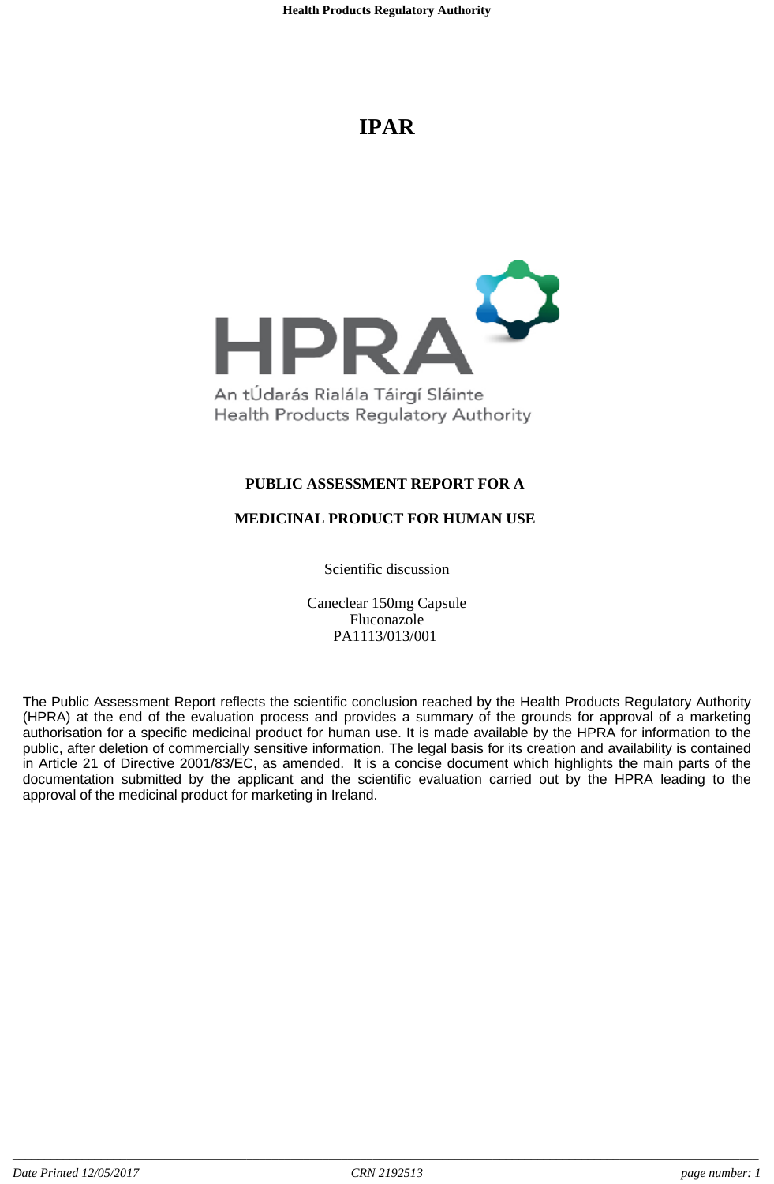# IPAR

An tÚdarás Rialála Táirgí Sláinte
Health Products Regulatory Authority

**PUBLIC ASSESSMENT REPORT FOR A**

**MEDICINAL PRODUCT FOR HUMAN USE**

Scientific discussion

Caneclear 150mg Capsule
Fluconazole
PA1113/013/001

The Public Assessment Report reflects the scientific conclusion reached by the Health Products Regulatory Authority (HPRA) at the end of the evaluation process and provides a summary of the grounds for approval of a marketing authorisation for a specific medicinal product for human use. It is made available by the HPRA for information to the public, after deletion of commercially sensitive information. The legal basis for its creation and availability is contained in Article 21 of Directive 2001/83/EC, as amended. It is a concise document which highlights the main parts of the documentation submitted by the applicant and the scientific evaluation carried out by the HPRA leading to the approval of the medicinal product for marketing in Ireland.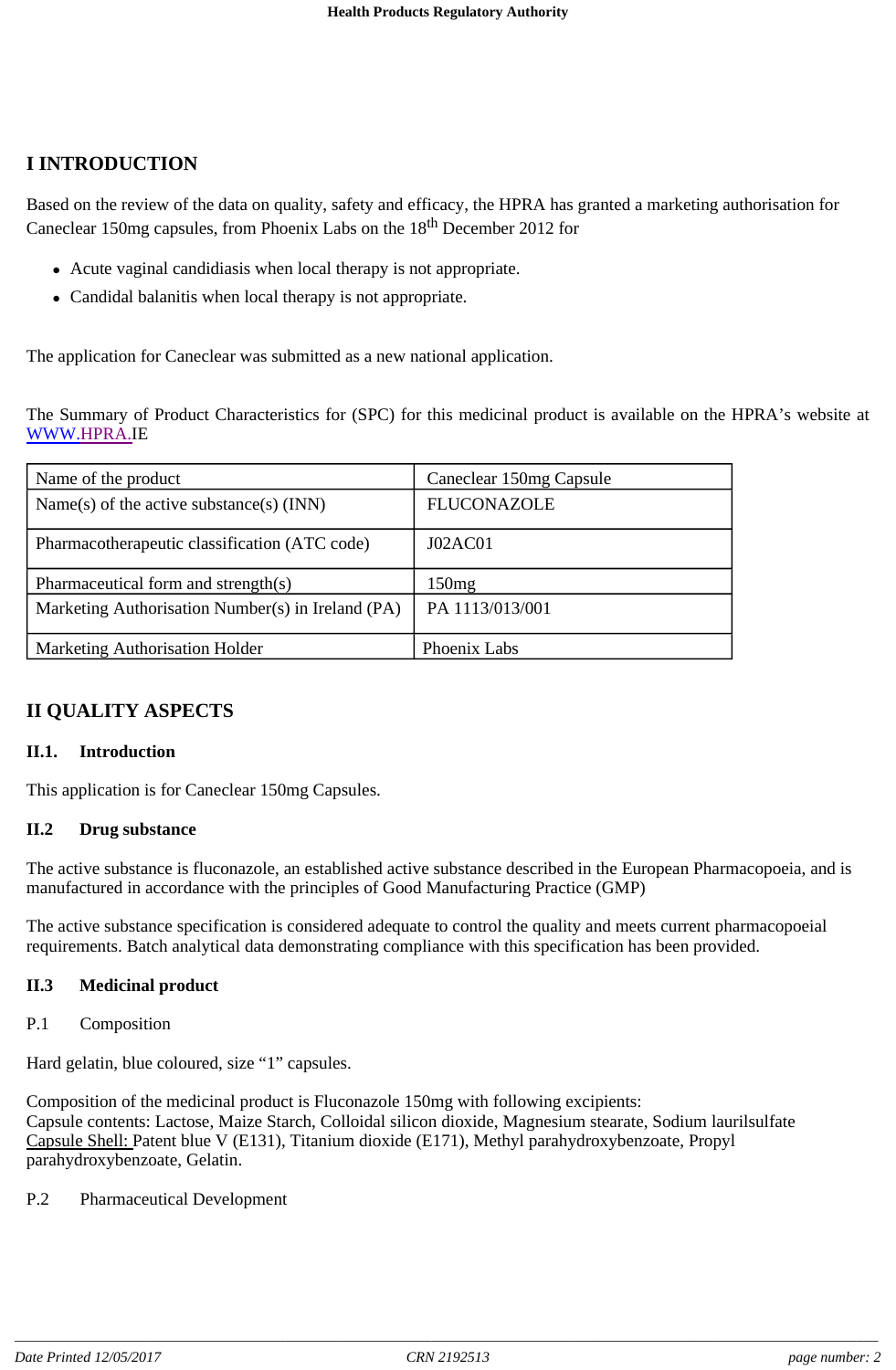## I INTRODUCTION

Based on the review of the data on quality, safety and efficacy, the HPRA has granted a marketing authorisation for Caneclear 150mg capsules, from Phoenix Labs on the 18th December 2012 for

- Acute vaginal candidiasis when local therapy is not appropriate.
- Candidal balanitis when local therapy is not appropriate.

The application for Caneclear was submitted as a new national application.

The Summary of Product Characteristics for (SPC) for this medicinal product is available on the HPRA's website at WWW.HPRA.IE

| Name of the product | Caneclear 150mg Capsule |
|---|---|
| Name(s) of the active substance(s) (INN) | FLUCONAZOLE |
| Pharmacotherapeutic classification (ATC code) | J02AC01 |
| Pharmaceutical form and strength(s) | 150mg |
| Marketing Authorisation Number(s) in Ireland (PA) | PA 1113/013/001 |
| Marketing Authorisation Holder | Phoenix Labs |

## II QUALITY ASPECTS

### II.1. Introduction

This application is for Caneclear 150mg Capsules.

### II.2 Drug substance

The active substance is fluconazole, an established active substance described in the European Pharmacopoeia, and is manufactured in accordance with the principles of Good Manufacturing Practice (GMP)

The active substance specification is considered adequate to control the quality and meets current pharmacopoeial requirements. Batch analytical data demonstrating compliance with this specification has been provided.

### II.3 Medicinal product

P.1 Composition

Hard gelatin, blue coloured, size "1" capsules.

Composition of the medicinal product is Fluconazole 150mg with following excipients:
Capsule contents: Lactose, Maize Starch, Colloidal silicon dioxide, Magnesium stearate, Sodium laurilsulfate
Capsule Shell: Patent blue V (E131), Titanium dioxide (E171), Methyl parahydroxybenzoate, Propyl parahydroxybenzoate, Gelatin.

P.2 Pharmaceutical Development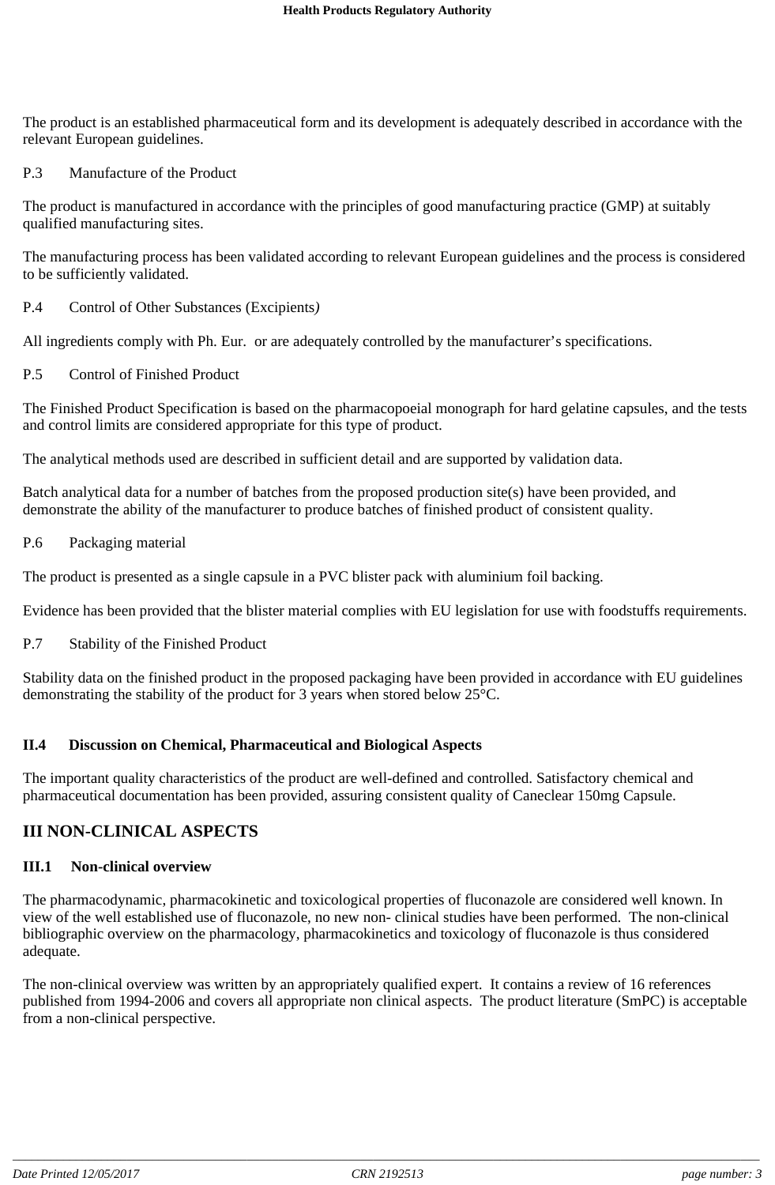The product is an established pharmaceutical form and its development is adequately described in accordance with the relevant European guidelines.

P.3 Manufacture of the Product

The product is manufactured in accordance with the principles of good manufacturing practice (GMP) at suitably qualified manufacturing sites.

The manufacturing process has been validated according to relevant European guidelines and the process is considered to be sufficiently validated.

P.4 Control of Other Substances (Excipients*)*

All ingredients comply with Ph. Eur. or are adequately controlled by the manufacturer's specifications.

P.5 Control of Finished Product

The Finished Product Specification is based on the pharmacopoeial monograph for hard gelatine capsules, and the tests and control limits are considered appropriate for this type of product.

The analytical methods used are described in sufficient detail and are supported by validation data.

Batch analytical data for a number of batches from the proposed production site(s) have been provided, and demonstrate the ability of the manufacturer to produce batches of finished product of consistent quality.

P.6 Packaging material

The product is presented as a single capsule in a PVC blister pack with aluminium foil backing.

Evidence has been provided that the blister material complies with EU legislation for use with foodstuffs requirements.

P.7 Stability of the Finished Product

Stability data on the finished product in the proposed packaging have been provided in accordance with EU guidelines demonstrating the stability of the product for 3 years when stored below 25°C.

### II.4 Discussion on Chemical, Pharmaceutical and Biological Aspects

The important quality characteristics of the product are well-defined and controlled. Satisfactory chemical and pharmaceutical documentation has been provided, assuring consistent quality of Caneclear 150mg Capsule.

## III NON-CLINICAL ASPECTS

### III.1 Non-clinical overview

The pharmacodynamic, pharmacokinetic and toxicological properties of fluconazole are considered well known. In view of the well established use of fluconazole, no new non- clinical studies have been performed. The non-clinical bibliographic overview on the pharmacology, pharmacokinetics and toxicology of fluconazole is thus considered adequate.

The non-clinical overview was written by an appropriately qualified expert. It contains a review of 16 references published from 1994-2006 and covers all appropriate non clinical aspects. The product literature (SmPC) is acceptable from a non-clinical perspective.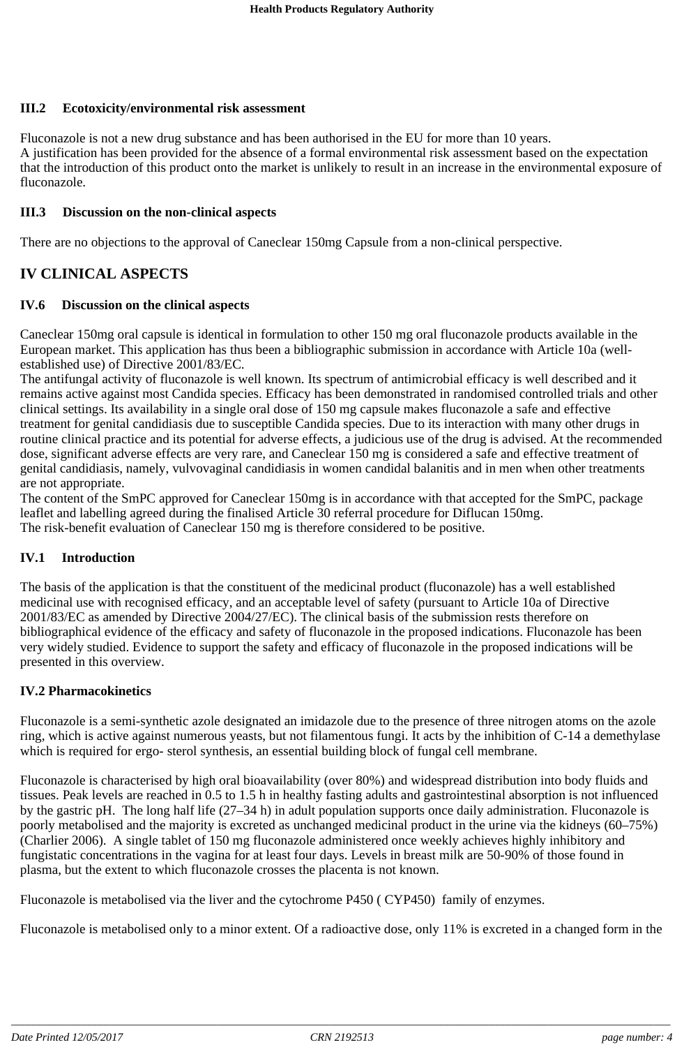### III.2 Ecotoxicity/environmental risk assessment

Fluconazole is not a new drug substance and has been authorised in the EU for more than 10 years.
A justification has been provided for the absence of a formal environmental risk assessment based on the expectation that the introduction of this product onto the market is unlikely to result in an increase in the environmental exposure of fluconazole.

### III.3 Discussion on the non-clinical aspects

There are no objections to the approval of Caneclear 150mg Capsule from a non-clinical perspective.

## IV CLINICAL ASPECTS

### IV.6 Discussion on the clinical aspects

Caneclear 150mg oral capsule is identical in formulation to other 150 mg oral fluconazole products available in the European market. This application has thus been a bibliographic submission in accordance with Article 10a (well-established use) of Directive 2001/83/EC.
The antifungal activity of fluconazole is well known. Its spectrum of antimicrobial efficacy is well described and it remains active against most Candida species. Efficacy has been demonstrated in randomised controlled trials and other clinical settings. Its availability in a single oral dose of 150 mg capsule makes fluconazole a safe and effective treatment for genital candidiasis due to susceptible Candida species. Due to its interaction with many other drugs in routine clinical practice and its potential for adverse effects, a judicious use of the drug is advised. At the recommended dose, significant adverse effects are very rare, and Caneclear 150 mg is considered a safe and effective treatment of genital candidiasis, namely, vulvovaginal candidiasis in women candidal balanitis and in men when other treatments are not appropriate.
The content of the SmPC approved for Caneclear 150mg is in accordance with that accepted for the SmPC, package leaflet and labelling agreed during the finalised Article 30 referral procedure for Diflucan 150mg.
The risk-benefit evaluation of Caneclear 150 mg is therefore considered to be positive.

### IV.1 Introduction

The basis of the application is that the constituent of the medicinal product (fluconazole) has a well established medicinal use with recognised efficacy, and an acceptable level of safety (pursuant to Article 10a of Directive 2001/83/EC as amended by Directive 2004/27/EC). The clinical basis of the submission rests therefore on bibliographical evidence of the efficacy and safety of fluconazole in the proposed indications. Fluconazole has been very widely studied. Evidence to support the safety and efficacy of fluconazole in the proposed indications will be presented in this overview.

### IV.2 Pharmacokinetics

Fluconazole is a semi-synthetic azole designated an imidazole due to the presence of three nitrogen atoms on the azole ring, which is active against numerous yeasts, but not filamentous fungi. It acts by the inhibition of C-14 a demethylase which is required for ergo- sterol synthesis, an essential building block of fungal cell membrane.

Fluconazole is characterised by high oral bioavailability (over 80%) and widespread distribution into body fluids and tissues. Peak levels are reached in 0.5 to 1.5 h in healthy fasting adults and gastrointestinal absorption is not influenced by the gastric pH. The long half life (27–34 h) in adult population supports once daily administration. Fluconazole is poorly metabolised and the majority is excreted as unchanged medicinal product in the urine via the kidneys (60–75%) (Charlier 2006). A single tablet of 150 mg fluconazole administered once weekly achieves highly inhibitory and fungistatic concentrations in the vagina for at least four days. Levels in breast milk are 50-90% of those found in plasma, but the extent to which fluconazole crosses the placenta is not known.

Fluconazole is metabolised via the liver and the cytochrome P450 ( CYP450) family of enzymes.

Fluconazole is metabolised only to a minor extent. Of a radioactive dose, only 11% is excreted in a changed form in the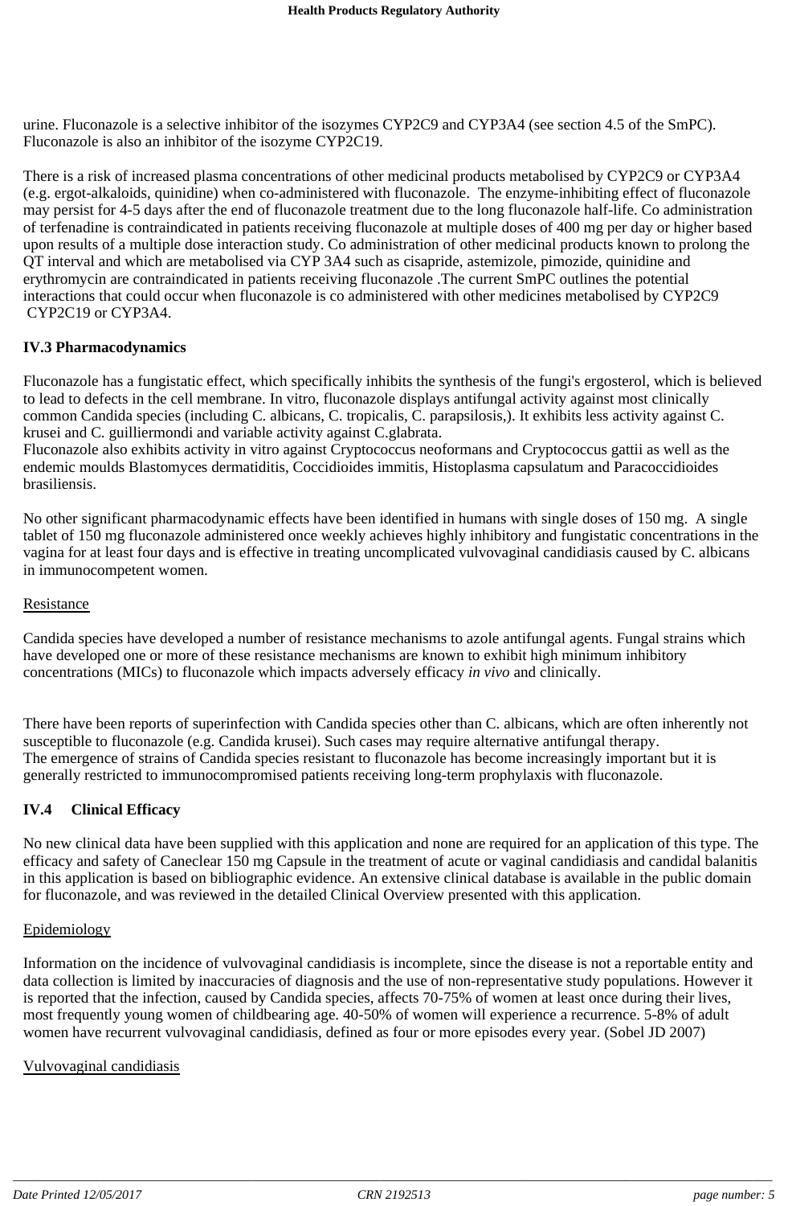urine. Fluconazole is a selective inhibitor of the isozymes CYP2C9 and CYP3A4 (see section 4.5 of the SmPC). Fluconazole is also an inhibitor of the isozyme CYP2C19.

There is a risk of increased plasma concentrations of other medicinal products metabolised by CYP2C9 or CYP3A4 (e.g. ergot-alkaloids, quinidine) when co-administered with fluconazole. The enzyme-inhibiting effect of fluconazole may persist for 4-5 days after the end of fluconazole treatment due to the long fluconazole half-life. Co administration of terfenadine is contraindicated in patients receiving fluconazole at multiple doses of 400 mg per day or higher based upon results of a multiple dose interaction study. Co administration of other medicinal products known to prolong the QT interval and which are metabolised via CYP 3A4 such as cisapride, astemizole, pimozide, quinidine and erythromycin are contraindicated in patients receiving fluconazole .The current SmPC outlines the potential interactions that could occur when fluconazole is co administered with other medicines metabolised by CYP2C9 CYP2C19 or CYP3A4.

**IV.3 Pharmacodynamics**

Fluconazole has a fungistatic effect, which specifically inhibits the synthesis of the fungi's ergosterol, which is believed to lead to defects in the cell membrane. In vitro, fluconazole displays antifungal activity against most clinically common Candida species (including C. albicans, C. tropicalis, C. parapsilosis,). It exhibits less activity against C. krusei and C. guilliermondi and variable activity against C.glabrata.
Fluconazole also exhibits activity in vitro against Cryptococcus neoformans and Cryptococcus gattii as well as the endemic moulds Blastomyces dermatiditis, Coccidioides immitis, Histoplasma capsulatum and Paracoccidioides brasiliensis.

No other significant pharmacodynamic effects have been identified in humans with single doses of 150 mg. A single tablet of 150 mg fluconazole administered once weekly achieves highly inhibitory and fungistatic concentrations in the vagina for at least four days and is effective in treating uncomplicated vulvovaginal candidiasis caused by C. albicans in immunocompetent women.

Resistance

Candida species have developed a number of resistance mechanisms to azole antifungal agents. Fungal strains which have developed one or more of these resistance mechanisms are known to exhibit high minimum inhibitory concentrations (MICs) to fluconazole which impacts adversely efficacy *in vivo* and clinically.

There have been reports of superinfection with Candida species other than C. albicans, which are often inherently not susceptible to fluconazole (e.g. Candida krusei). Such cases may require alternative antifungal therapy.
The emergence of strains of Candida species resistant to fluconazole has become increasingly important but it is generally restricted to immunocompromised patients receiving long-term prophylaxis with fluconazole.

**IV.4 Clinical Efficacy**

No new clinical data have been supplied with this application and none are required for an application of this type. The efficacy and safety of Caneclear 150 mg Capsule in the treatment of acute or vaginal candidiasis and candidal balanitis in this application is based on bibliographic evidence. An extensive clinical database is available in the public domain for fluconazole, and was reviewed in the detailed Clinical Overview presented with this application.

Epidemiology

Information on the incidence of vulvovaginal candidiasis is incomplete, since the disease is not a reportable entity and data collection is limited by inaccuracies of diagnosis and the use of non-representative study populations. However it is reported that the infection, caused by Candida species, affects 70-75% of women at least once during their lives, most frequently young women of childbearing age. 40-50% of women will experience a recurrence. 5-8% of adult women have recurrent vulvovaginal candidiasis, defined as four or more episodes every year. (Sobel JD 2007)

Vulvovaginal candidiasis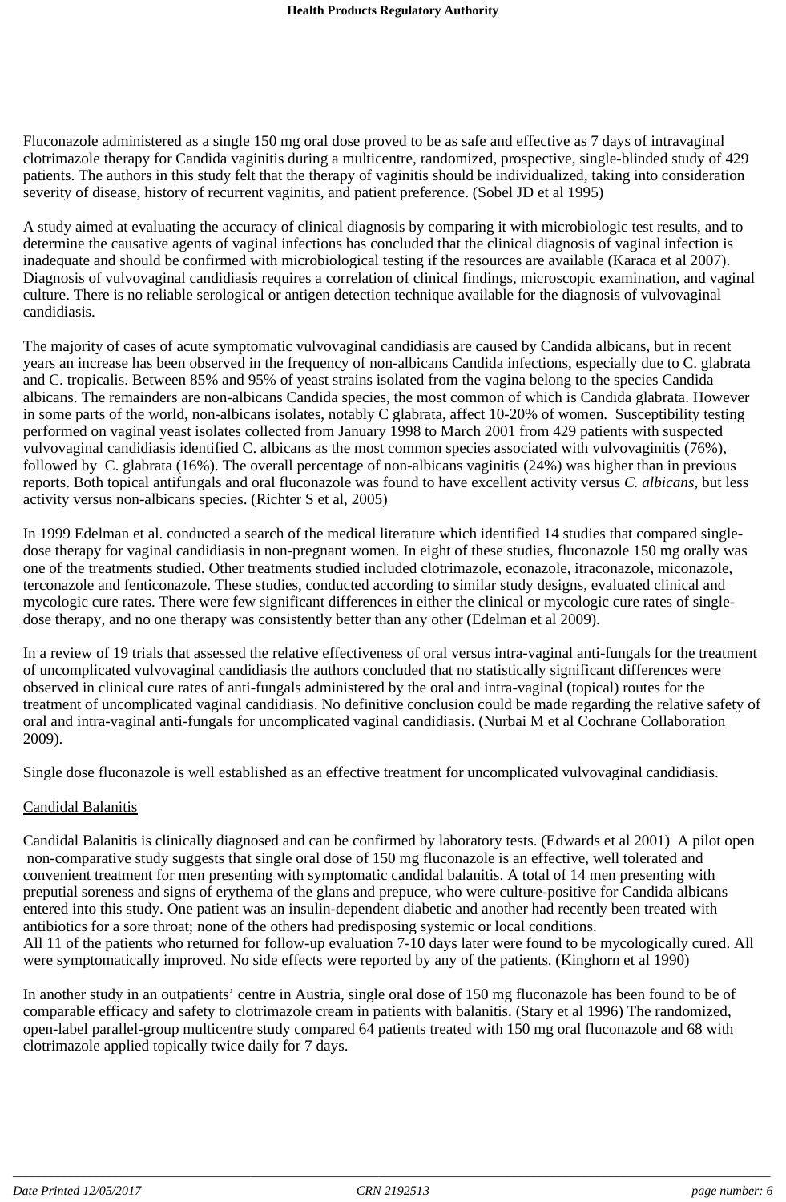Fluconazole administered as a single 150 mg oral dose proved to be as safe and effective as 7 days of intravaginal clotrimazole therapy for Candida vaginitis during a multicentre, randomized, prospective, single-blinded study of 429 patients. The authors in this study felt that the therapy of vaginitis should be individualized, taking into consideration severity of disease, history of recurrent vaginitis, and patient preference. (Sobel JD et al 1995)

A study aimed at evaluating the accuracy of clinical diagnosis by comparing it with microbiologic test results, and to determine the causative agents of vaginal infections has concluded that the clinical diagnosis of vaginal infection is inadequate and should be confirmed with microbiological testing if the resources are available (Karaca et al 2007). Diagnosis of vulvovaginal candidiasis requires a correlation of clinical findings, microscopic examination, and vaginal culture. There is no reliable serological or antigen detection technique available for the diagnosis of vulvovaginal candidiasis.

The majority of cases of acute symptomatic vulvovaginal candidiasis are caused by Candida albicans, but in recent years an increase has been observed in the frequency of non-albicans Candida infections, especially due to C. glabrata and C. tropicalis. Between 85% and 95% of yeast strains isolated from the vagina belong to the species Candida albicans. The remainders are non-albicans Candida species, the most common of which is Candida glabrata. However in some parts of the world, non-albicans isolates, notably C glabrata, affect 10-20% of women. Susceptibility testing performed on vaginal yeast isolates collected from January 1998 to March 2001 from 429 patients with suspected vulvovaginal candidiasis identified C. albicans as the most common species associated with vulvovaginitis (76%), followed by C. glabrata (16%). The overall percentage of non-albicans vaginitis (24%) was higher than in previous reports. Both topical antifungals and oral fluconazole was found to have excellent activity versus *C. albicans*, but less activity versus non-albicans species. (Richter S et al, 2005)

In 1999 Edelman et al. conducted a search of the medical literature which identified 14 studies that compared single-dose therapy for vaginal candidiasis in non-pregnant women. In eight of these studies, fluconazole 150 mg orally was one of the treatments studied. Other treatments studied included clotrimazole, econazole, itraconazole, miconazole, terconazole and fenticonazole. These studies, conducted according to similar study designs, evaluated clinical and mycologic cure rates. There were few significant differences in either the clinical or mycologic cure rates of single-dose therapy, and no one therapy was consistently better than any other (Edelman et al 2009).

In a review of 19 trials that assessed the relative effectiveness of oral versus intra-vaginal anti-fungals for the treatment of uncomplicated vulvovaginal candidiasis the authors concluded that no statistically significant differences were observed in clinical cure rates of anti-fungals administered by the oral and intra-vaginal (topical) routes for the treatment of uncomplicated vaginal candidiasis. No definitive conclusion could be made regarding the relative safety of oral and intra-vaginal anti-fungals for uncomplicated vaginal candidiasis. (Nurbai M et al Cochrane Collaboration 2009).

Single dose fluconazole is well established as an effective treatment for uncomplicated vulvovaginal candidiasis.

<u>Candidal Balanitis</u>

Candidal Balanitis is clinically diagnosed and can be confirmed by laboratory tests. (Edwards et al 2001) A pilot open non-comparative study suggests that single oral dose of 150 mg fluconazole is an effective, well tolerated and convenient treatment for men presenting with symptomatic candidal balanitis. A total of 14 men presenting with preputial soreness and signs of erythema of the glans and prepuce, who were culture-positive for Candida albicans entered into this study. One patient was an insulin-dependent diabetic and another had recently been treated with antibiotics for a sore throat; none of the others had predisposing systemic or local conditions.
All 11 of the patients who returned for follow-up evaluation 7-10 days later were found to be mycologically cured. All were symptomatically improved. No side effects were reported by any of the patients. (Kinghorn et al 1990)

In another study in an outpatients' centre in Austria, single oral dose of 150 mg fluconazole has been found to be of comparable efficacy and safety to clotrimazole cream in patients with balanitis. (Stary et al 1996) The randomized, open-label parallel-group multicentre study compared 64 patients treated with 150 mg oral fluconazole and 68 with clotrimazole applied topically twice daily for 7 days.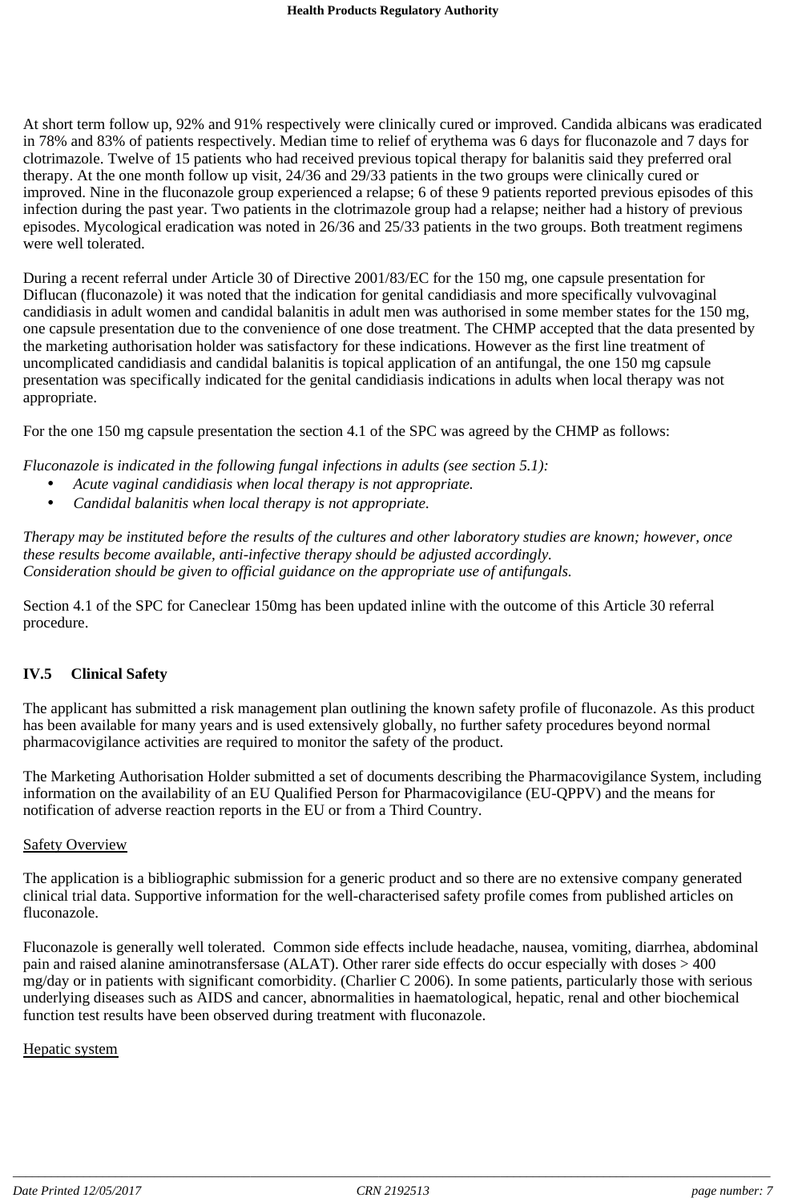At short term follow up, 92% and 91% respectively were clinically cured or improved. Candida albicans was eradicated in 78% and 83% of patients respectively. Median time to relief of erythema was 6 days for fluconazole and 7 days for clotrimazole. Twelve of 15 patients who had received previous topical therapy for balanitis said they preferred oral therapy. At the one month follow up visit, 24/36 and 29/33 patients in the two groups were clinically cured or improved. Nine in the fluconazole group experienced a relapse; 6 of these 9 patients reported previous episodes of this infection during the past year. Two patients in the clotrimazole group had a relapse; neither had a history of previous episodes. Mycological eradication was noted in 26/36 and 25/33 patients in the two groups. Both treatment regimens were well tolerated.

During a recent referral under Article 30 of Directive 2001/83/EC for the 150 mg, one capsule presentation for Diflucan (fluconazole) it was noted that the indication for genital candidiasis and more specifically vulvovaginal candidiasis in adult women and candidal balanitis in adult men was authorised in some member states for the 150 mg, one capsule presentation due to the convenience of one dose treatment. The CHMP accepted that the data presented by the marketing authorisation holder was satisfactory for these indications. However as the first line treatment of uncomplicated candidiasis and candidal balanitis is topical application of an antifungal, the one 150 mg capsule presentation was specifically indicated for the genital candidiasis indications in adults when local therapy was not appropriate.

For the one 150 mg capsule presentation the section 4.1 of the SPC was agreed by the CHMP as follows:

*Fluconazole is indicated in the following fungal infections in adults (see section 5.1):*

- *Acute vaginal candidiasis when local therapy is not appropriate.*
- *Candidal balanitis when local therapy is not appropriate.*

*Therapy may be instituted before the results of the cultures and other laboratory studies are known; however, once these results become available, anti-infective therapy should be adjusted accordingly.*
*Consideration should be given to official guidance on the appropriate use of antifungals.*

Section 4.1 of the SPC for Caneclear 150mg has been updated inline with the outcome of this Article 30 referral procedure.

## IV.5 Clinical Safety

The applicant has submitted a risk management plan outlining the known safety profile of fluconazole. As this product has been available for many years and is used extensively globally, no further safety procedures beyond normal pharmacovigilance activities are required to monitor the safety of the product.

The Marketing Authorisation Holder submitted a set of documents describing the Pharmacovigilance System, including information on the availability of an EU Qualified Person for Pharmacovigilance (EU-QPPV) and the means for notification of adverse reaction reports in the EU or from a Third Country.

Safety Overview

The application is a bibliographic submission for a generic product and so there are no extensive company generated clinical trial data. Supportive information for the well-characterised safety profile comes from published articles on fluconazole.

Fluconazole is generally well tolerated. Common side effects include headache, nausea, vomiting, diarrhea, abdominal pain and raised alanine aminotransfersase (ALAT). Other rarer side effects do occur especially with doses > 400 mg/day or in patients with significant comorbidity. (Charlier C 2006). In some patients, particularly those with serious underlying diseases such as AIDS and cancer, abnormalities in haematological, hepatic, renal and other biochemical function test results have been observed during treatment with fluconazole.

Hepatic system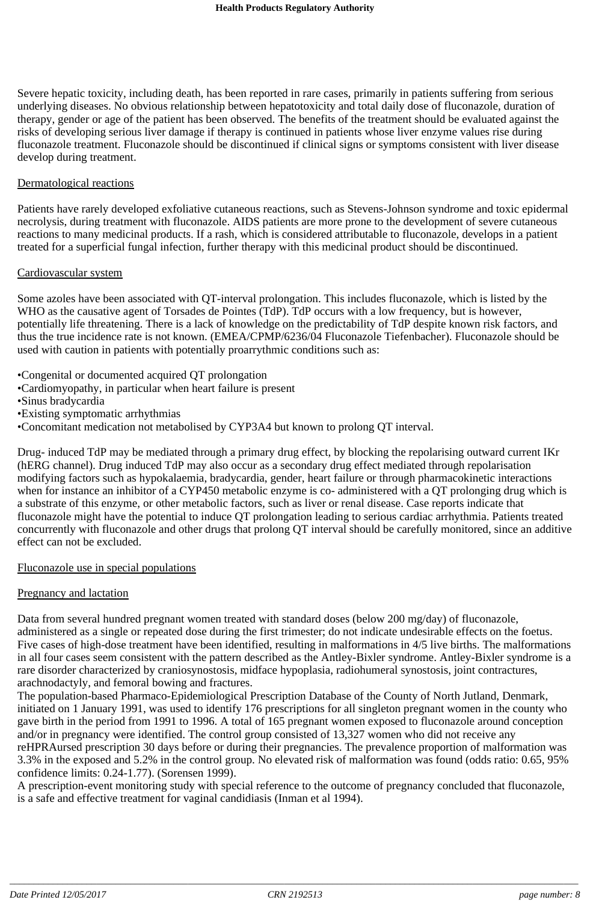Severe hepatic toxicity, including death, has been reported in rare cases, primarily in patients suffering from serious underlying diseases. No obvious relationship between hepatotoxicity and total daily dose of fluconazole, duration of therapy, gender or age of the patient has been observed. The benefits of the treatment should be evaluated against the risks of developing serious liver damage if therapy is continued in patients whose liver enzyme values rise during fluconazole treatment. Fluconazole should be discontinued if clinical signs or symptoms consistent with liver disease develop during treatment.

Dermatological reactions

Patients have rarely developed exfoliative cutaneous reactions, such as Stevens-Johnson syndrome and toxic epidermal necrolysis, during treatment with fluconazole. AIDS patients are more prone to the development of severe cutaneous reactions to many medicinal products. If a rash, which is considered attributable to fluconazole, develops in a patient treated for a superficial fungal infection, further therapy with this medicinal product should be discontinued.

Cardiovascular system

Some azoles have been associated with QT-interval prolongation. This includes fluconazole, which is listed by the WHO as the causative agent of Torsades de Pointes (TdP). TdP occurs with a low frequency, but is however, potentially life threatening. There is a lack of knowledge on the predictability of TdP despite known risk factors, and thus the true incidence rate is not known. (EMEA/CPMP/6236/04 Fluconazole Tiefenbacher). Fluconazole should be used with caution in patients with potentially proarrythmic conditions such as:

•Congenital or documented acquired QT prolongation
•Cardiomyopathy, in particular when heart failure is present
•Sinus bradycardia
•Existing symptomatic arrhythmias
•Concomitant medication not metabolised by CYP3A4 but known to prolong QT interval.

Drug- induced TdP may be mediated through a primary drug effect, by blocking the repolarising outward current IKr (hERG channel). Drug induced TdP may also occur as a secondary drug effect mediated through repolarisation modifying factors such as hypokalaemia, bradycardia, gender, heart failure or through pharmacokinetic interactions when for instance an inhibitor of a CYP450 metabolic enzyme is co- administered with a QT prolonging drug which is a substrate of this enzyme, or other metabolic factors, such as liver or renal disease. Case reports indicate that fluconazole might have the potential to induce QT prolongation leading to serious cardiac arrhythmia. Patients treated concurrently with fluconazole and other drugs that prolong QT interval should be carefully monitored, since an additive effect can not be excluded.

Fluconazole use in special populations

Pregnancy and lactation

Data from several hundred pregnant women treated with standard doses (below 200 mg/day) of fluconazole, administered as a single or repeated dose during the first trimester; do not indicate undesirable effects on the foetus. Five cases of high-dose treatment have been identified, resulting in malformations in 4/5 live births. The malformations in all four cases seem consistent with the pattern described as the Antley-Bixler syndrome. Antley-Bixler syndrome is a rare disorder characterized by craniosynostosis, midface hypoplasia, radiohumeral synostosis, joint contractures, arachnodactyly, and femoral bowing and fractures.
The population-based Pharmaco-Epidemiological Prescription Database of the County of North Jutland, Denmark, initiated on 1 January 1991, was used to identify 176 prescriptions for all singleton pregnant women in the county who gave birth in the period from 1991 to 1996. A total of 165 pregnant women exposed to fluconazole around conception and/or in pregnancy were identified. The control group consisted of 13,327 women who did not receive any reHPRAursed prescription 30 days before or during their pregnancies. The prevalence proportion of malformation was 3.3% in the exposed and 5.2% in the control group. No elevated risk of malformation was found (odds ratio: 0.65, 95% confidence limits: 0.24-1.77). (Sorensen 1999).
A prescription-event monitoring study with special reference to the outcome of pregnancy concluded that fluconazole, is a safe and effective treatment for vaginal candidiasis (Inman et al 1994).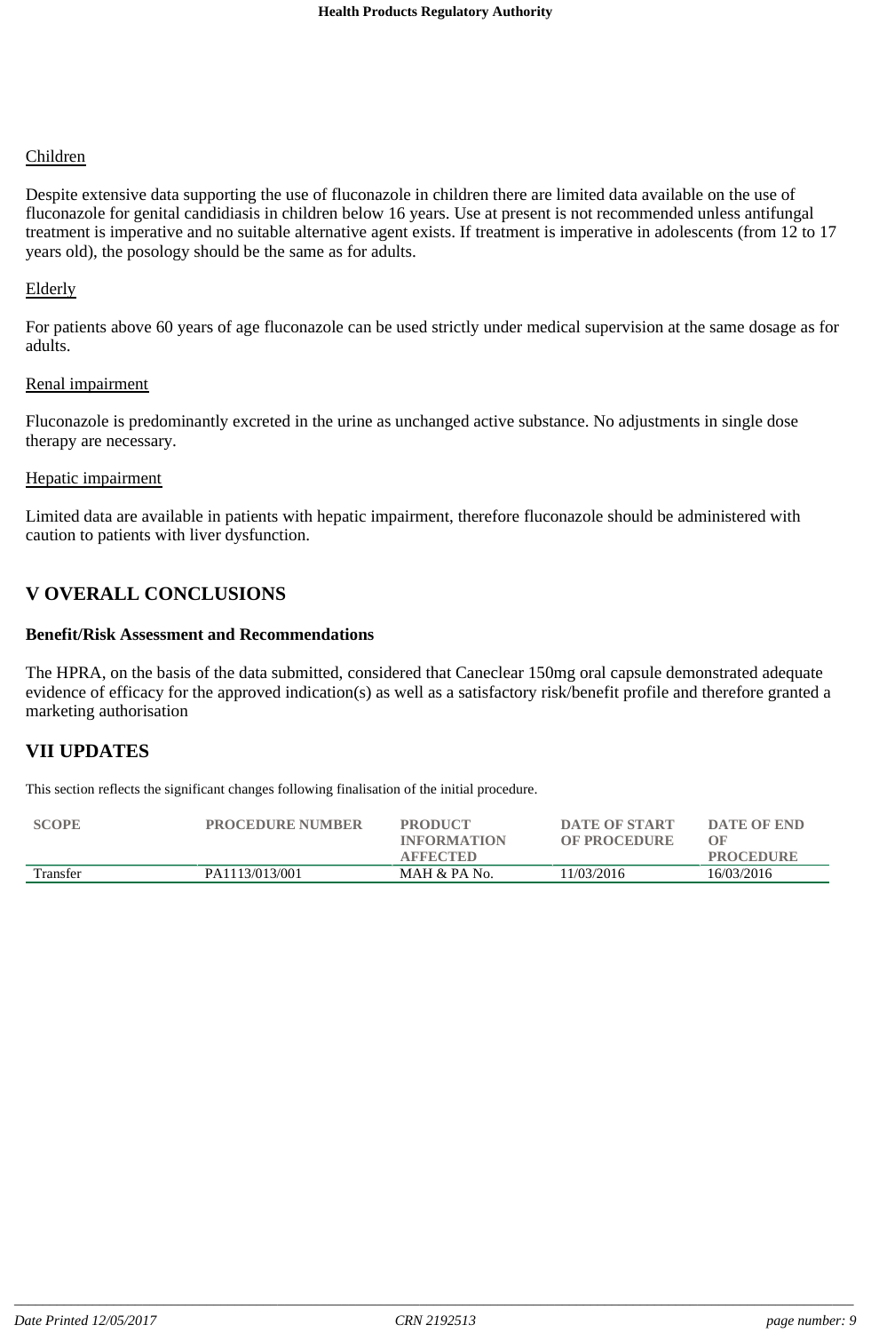Children

Despite extensive data supporting the use of fluconazole in children there are limited data available on the use of fluconazole for genital candidiasis in children below 16 years. Use at present is not recommended unless antifungal treatment is imperative and no suitable alternative agent exists. If treatment is imperative in adolescents (from 12 to 17 years old), the posology should be the same as for adults.

Elderly

For patients above 60 years of age fluconazole can be used strictly under medical supervision at the same dosage as for adults.

Renal impairment

Fluconazole is predominantly excreted in the urine as unchanged active substance. No adjustments in single dose therapy are necessary.

Hepatic impairment

Limited data are available in patients with hepatic impairment, therefore fluconazole should be administered with caution to patients with liver dysfunction.

## V OVERALL CONCLUSIONS

**Benefit/Risk Assessment and Recommendations**

The HPRA, on the basis of the data submitted, considered that Caneclear 150mg oral capsule demonstrated adequate evidence of efficacy for the approved indication(s) as well as a satisfactory risk/benefit profile and therefore granted a marketing authorisation

## VII UPDATES

This section reflects the significant changes following finalisation of the initial procedure.

| SCOPE | PROCEDURE NUMBER | PRODUCT INFORMATION AFFECTED | DATE OF START OF PROCEDURE | DATE OF END OF PROCEDURE |
|---|---|---|---|---|
| Transfer | PA1113/013/001 | MAH & PA No. | 11/03/2016 | 16/03/2016 |